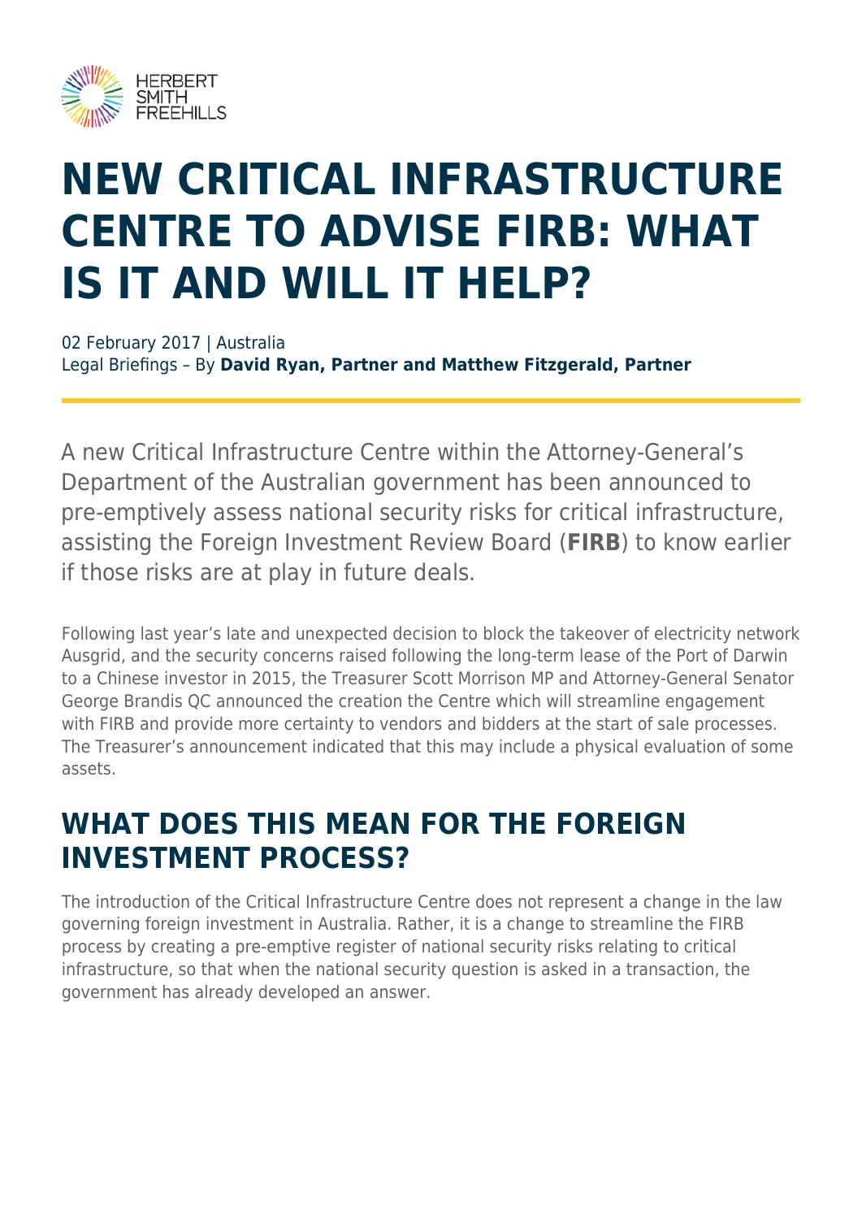# NEW CRITICAL INFRASTRUCTURE CENTRE TO ADVISE FIRB: WHAT IS IT AND WILL IT HELP?

02 February 2017 | Australia
Legal Briefings – By **David Ryan, Partner and Matthew Fitzgerald, Partner**

A new Critical Infrastructure Centre within the Attorney-General's Department of the Australian government has been announced to pre-emptively assess national security risks for critical infrastructure, assisting the Foreign Investment Review Board (**FIRB**) to know earlier if those risks are at play in future deals.

Following last year's late and unexpected decision to block the takeover of electricity network Ausgrid, and the security concerns raised following the long-term lease of the Port of Darwin to a Chinese investor in 2015, the Treasurer Scott Morrison MP and Attorney-General Senator George Brandis QC announced the creation the Centre which will streamline engagement with FIRB and provide more certainty to vendors and bidders at the start of sale processes. The Treasurer's announcement indicated that this may include a physical evaluation of some assets.

## WHAT DOES THIS MEAN FOR THE FOREIGN INVESTMENT PROCESS?

The introduction of the Critical Infrastructure Centre does not represent a change in the law governing foreign investment in Australia. Rather, it is a change to streamline the FIRB process by creating a pre-emptive register of national security risks relating to critical infrastructure, so that when the national security question is asked in a transaction, the government has already developed an answer.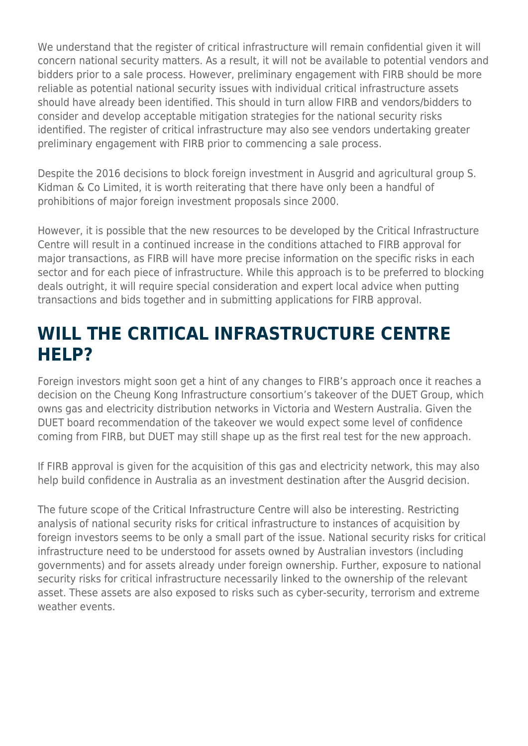We understand that the register of critical infrastructure will remain confidential given it will concern national security matters. As a result, it will not be available to potential vendors and bidders prior to a sale process. However, preliminary engagement with FIRB should be more reliable as potential national security issues with individual critical infrastructure assets should have already been identified. This should in turn allow FIRB and vendors/bidders to consider and develop acceptable mitigation strategies for the national security risks identified. The register of critical infrastructure may also see vendors undertaking greater preliminary engagement with FIRB prior to commencing a sale process.

Despite the 2016 decisions to block foreign investment in Ausgrid and agricultural group S. Kidman & Co Limited, it is worth reiterating that there have only been a handful of prohibitions of major foreign investment proposals since 2000.

However, it is possible that the new resources to be developed by the Critical Infrastructure Centre will result in a continued increase in the conditions attached to FIRB approval for major transactions, as FIRB will have more precise information on the specific risks in each sector and for each piece of infrastructure. While this approach is to be preferred to blocking deals outright, it will require special consideration and expert local advice when putting transactions and bids together and in submitting applications for FIRB approval.

## WILL THE CRITICAL INFRASTRUCTURE CENTRE HELP?

Foreign investors might soon get a hint of any changes to FIRB's approach once it reaches a decision on the Cheung Kong Infrastructure consortium's takeover of the DUET Group, which owns gas and electricity distribution networks in Victoria and Western Australia. Given the DUET board recommendation of the takeover we would expect some level of confidence coming from FIRB, but DUET may still shape up as the first real test for the new approach.

If FIRB approval is given for the acquisition of this gas and electricity network, this may also help build confidence in Australia as an investment destination after the Ausgrid decision.

The future scope of the Critical Infrastructure Centre will also be interesting. Restricting analysis of national security risks for critical infrastructure to instances of acquisition by foreign investors seems to be only a small part of the issue. National security risks for critical infrastructure need to be understood for assets owned by Australian investors (including governments) and for assets already under foreign ownership. Further, exposure to national security risks for critical infrastructure necessarily linked to the ownership of the relevant asset. These assets are also exposed to risks such as cyber-security, terrorism and extreme weather events.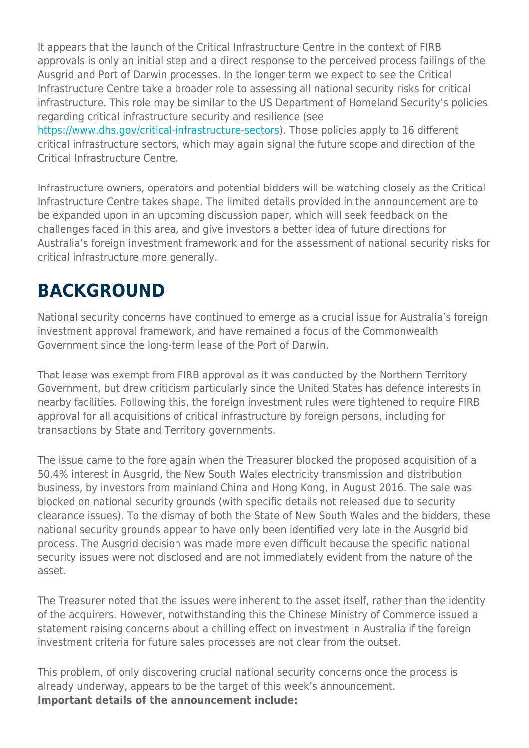It appears that the launch of the Critical Infrastructure Centre in the context of FIRB approvals is only an initial step and a direct response to the perceived process failings of the Ausgrid and Port of Darwin processes. In the longer term we expect to see the Critical Infrastructure Centre take a broader role to assessing all national security risks for critical infrastructure. This role may be similar to the US Department of Homeland Security's policies regarding critical infrastructure security and resilience (see https://www.dhs.gov/critical-infrastructure-sectors). Those policies apply to 16 different critical infrastructure sectors, which may again signal the future scope and direction of the Critical Infrastructure Centre.

Infrastructure owners, operators and potential bidders will be watching closely as the Critical Infrastructure Centre takes shape. The limited details provided in the announcement are to be expanded upon in an upcoming discussion paper, which will seek feedback on the challenges faced in this area, and give investors a better idea of future directions for Australia's foreign investment framework and for the assessment of national security risks for critical infrastructure more generally.

## BACKGROUND

National security concerns have continued to emerge as a crucial issue for Australia's foreign investment approval framework, and have remained a focus of the Commonwealth Government since the long-term lease of the Port of Darwin.

That lease was exempt from FIRB approval as it was conducted by the Northern Territory Government, but drew criticism particularly since the United States has defence interests in nearby facilities. Following this, the foreign investment rules were tightened to require FIRB approval for all acquisitions of critical infrastructure by foreign persons, including for transactions by State and Territory governments.

The issue came to the fore again when the Treasurer blocked the proposed acquisition of a 50.4% interest in Ausgrid, the New South Wales electricity transmission and distribution business, by investors from mainland China and Hong Kong, in August 2016. The sale was blocked on national security grounds (with specific details not released due to security clearance issues). To the dismay of both the State of New South Wales and the bidders, these national security grounds appear to have only been identified very late in the Ausgrid bid process. The Ausgrid decision was made more even difficult because the specific national security issues were not disclosed and are not immediately evident from the nature of the asset.

The Treasurer noted that the issues were inherent to the asset itself, rather than the identity of the acquirers. However, notwithstanding this the Chinese Ministry of Commerce issued a statement raising concerns about a chilling effect on investment in Australia if the foreign investment criteria for future sales processes are not clear from the outset.

This problem, of only discovering crucial national security concerns once the process is already underway, appears to be the target of this week's announcement.
**Important details of the announcement include:**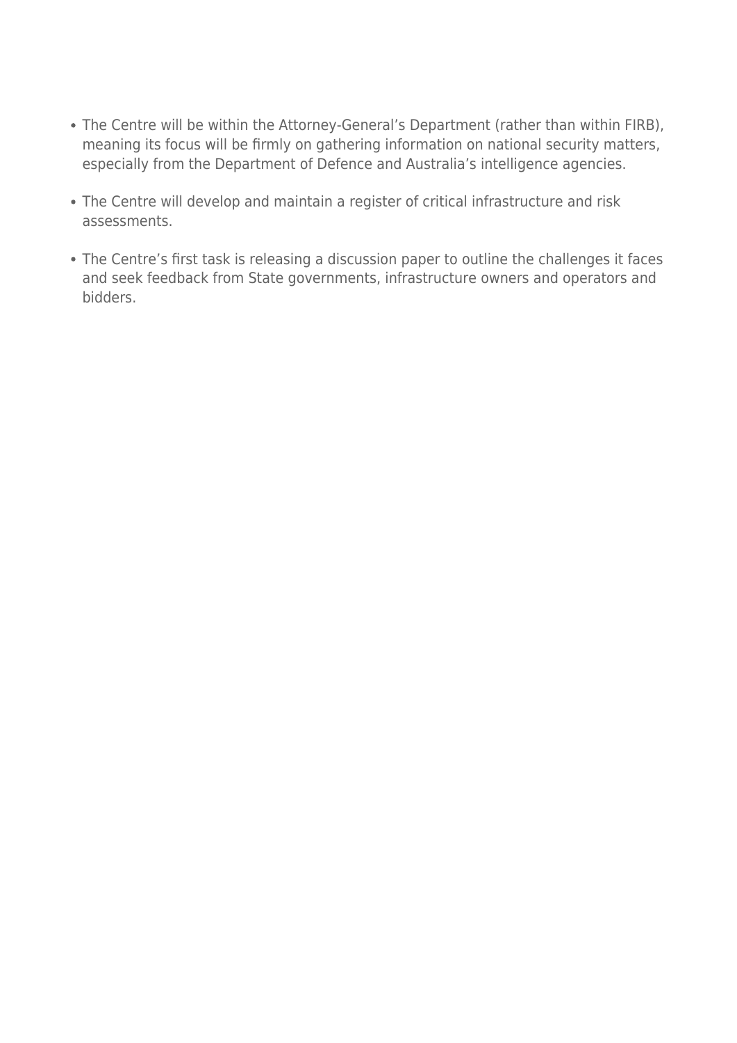- The Centre will be within the Attorney-General's Department (rather than within FIRB), meaning its focus will be firmly on gathering information on national security matters, especially from the Department of Defence and Australia's intelligence agencies.
- The Centre will develop and maintain a register of critical infrastructure and risk assessments.
- The Centre's first task is releasing a discussion paper to outline the challenges it faces and seek feedback from State governments, infrastructure owners and operators and bidders.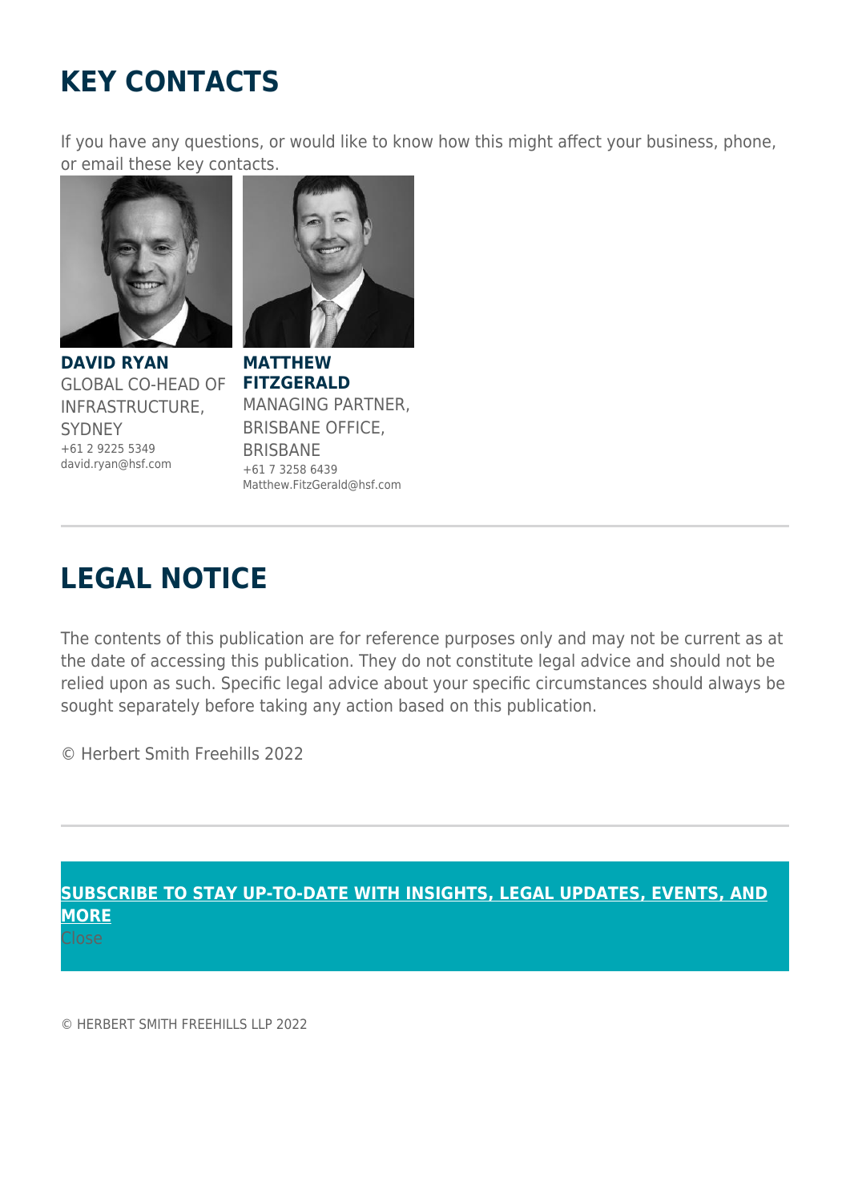## KEY CONTACTS

If you have any questions, or would like to know how this might affect your business, phone, or email these key contacts.

**DAVID RYAN**
GLOBAL CO-HEAD OF INFRASTRUCTURE, SYDNEY
+61 2 9225 5349
david.ryan@hsf.com

**MATTHEW FITZGERALD**
MANAGING PARTNER, BRISBANE OFFICE, BRISBANE
+61 7 3258 6439
Matthew.FitzGerald@hsf.com

## LEGAL NOTICE

The contents of this publication are for reference purposes only and may not be current as at the date of accessing this publication. They do not constitute legal advice and should not be relied upon as such. Specific legal advice about your specific circumstances should always be sought separately before taking any action based on this publication.

© Herbert Smith Freehills 2022

**SUBSCRIBE TO STAY UP-TO-DATE WITH INSIGHTS, LEGAL UPDATES, EVENTS, AND MORE**

Close

© HERBERT SMITH FREEHILLS LLP 2022